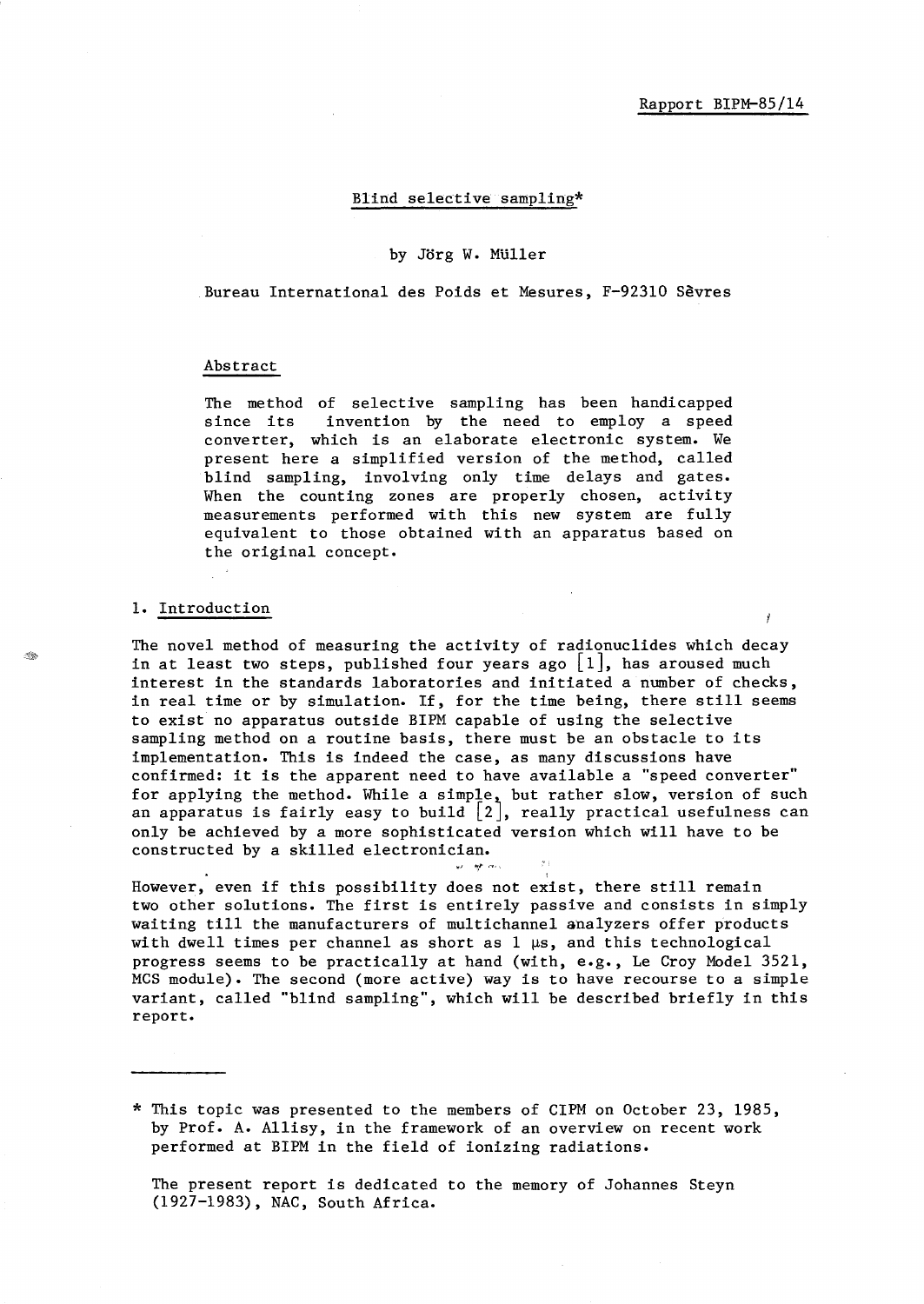Rapport BIPM-85/14

# Blind selective sampling*

by Jörg W. Müller

Bureau International des Poids et Mesures, F-92310 Sèvres

## Abstract

The method of selective sampling has been handicapped since its invention by the need to employ a speed converter, which is an elaborate electronic system. We present here a simplified version of the method, called blind sampling, involving only time delays and gates. When the counting zones are properly chosen, activity measurements performed with this new system are fully equivalent to those obtained with an apparatus based on the original concept.

## 1. Introduction

The novel method of measuring the activity of radionuclides which decay in at least two steps, published four years ago [1], has aroused much interest in the standards laboratories and initiated a number of checks, in real time or by simulation. If, for the time being, there still seems to exist no apparatus outside BIPM capable of using the selective sampling method on a routine basis, there must be an obstacle to its implementation. This is indeed the case, as many discussions have confirmed: it is the apparent need to have available a "speed converter" for applying the method. While a simple, but rather slow, version of such an apparatus is fairly easy to build [2], really practical usefulness can only be achieved by a more sophisticated version which will have to be constructed by a skilled electronician.

However, even if this possibility does not exist, there still remain two other solutions. The first is entirely passive and consists in simply waiting till the manufacturers of multichannel analyzers offer products with dwell times per channel as short as 1 µs, and this technological progress seems to be practically at hand (with, e.g., Le Croy Model 3521, MCS module). The second (more active) way is to have recourse to a simple variant, called "blind sampling", which will be described briefly in this report.

---

* This topic was presented to the members of CIPM on October 23, 1985, by Prof. A. Allisy, in the framework of an overview on recent work performed at BIPM in the field of ionizing radiations.

The present report is dedicated to the memory of Johannes Steyn (1927-1983), NAC, South Africa.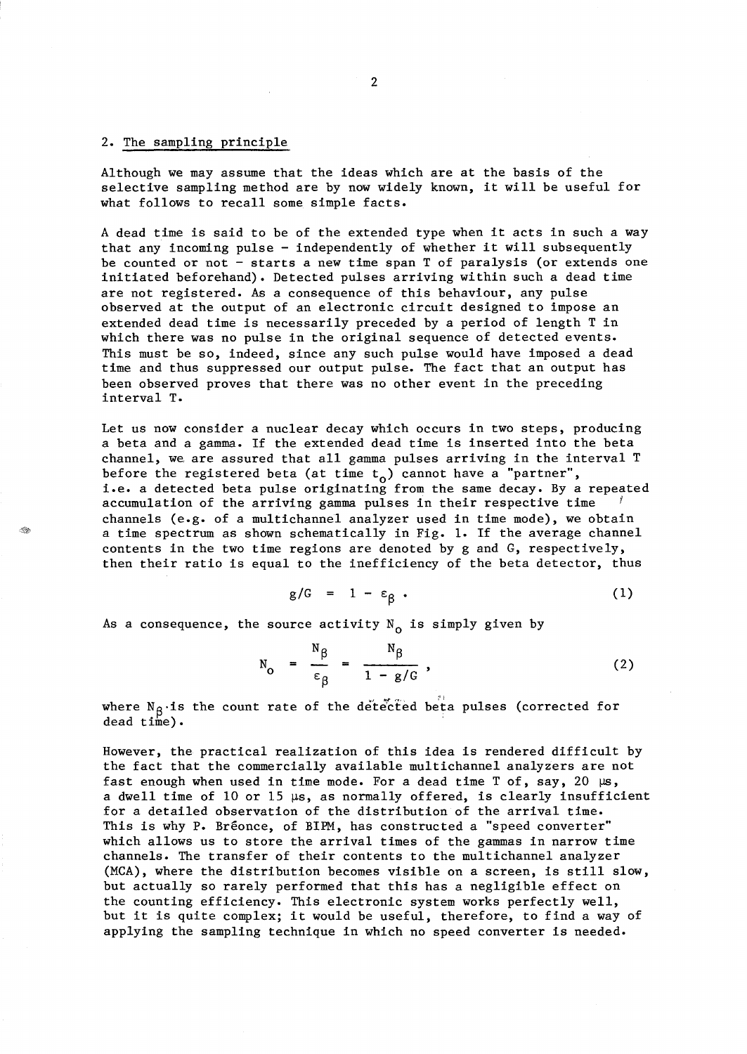## 2. The sampling principle

Although we may assume that the ideas which are at the basis of the selective sampling method are by now widely known, it will be useful for what follows to recall some simple facts.

A dead time is said to be of the extended type when it acts in such a way that any incoming pulse – independently of whether it will subsequently be counted or not – starts a new time span T of paralysis (or extends one initiated beforehand). Detected pulses arriving within such a dead time are not registered. As a consequence of this behaviour, any pulse observed at the output of an electronic circuit designed to impose an extended dead time is necessarily preceded by a period of length T in which there was no pulse in the original sequence of detected events. This must be so, indeed, since any such pulse would have imposed a dead time and thus suppressed our output pulse. The fact that an output has been observed proves that there was no other event in the preceding interval T.

Let us now consider a nuclear decay which occurs in two steps, producing a beta and a gamma. If the extended dead time is inserted into the beta channel, we are assured that all gamma pulses arriving in the interval T before the registered beta (at time $t_o$) cannot have a "partner", i.e. a detected beta pulse originating from the same decay. By a repeated accumulation of the arriving gamma pulses in their respective time channels (e.g. of a multichannel analyzer used in time mode), we obtain a time spectrum as shown schematically in Fig. 1. If the average channel contents in the two time regions are denoted by g and G, respectively, then their ratio is equal to the inefficiency of the beta detector, thus

$$g/G = 1 - \varepsilon_\beta . \tag{1}$$

As a consequence, the source activity $N_o$ is simply given by

$$N_o = \frac{N_\beta}{\varepsilon_\beta} = \frac{N_\beta}{1 - g/G} , \tag{2}$$

where $N_\beta$ is the count rate of the detected beta pulses (corrected for dead time).

However, the practical realization of this idea is rendered difficult by the fact that the commercially available multichannel analyzers are not fast enough when used in time mode. For a dead time T of, say, 20 µs, a dwell time of 10 or 15 µs, as normally offered, is clearly insufficient for a detailed observation of the distribution of the arrival time. This is why P. Bréonce, of BIPM, has constructed a "speed converter" which allows us to store the arrival times of the gammas in narrow time channels. The transfer of their contents to the multichannel analyzer (MCA), where the distribution becomes visible on a screen, is still slow, but actually so rarely performed that this has a negligible effect on the counting efficiency. This electronic system works perfectly well, but it is quite complex; it would be useful, therefore, to find a way of applying the sampling technique in which no speed converter is needed.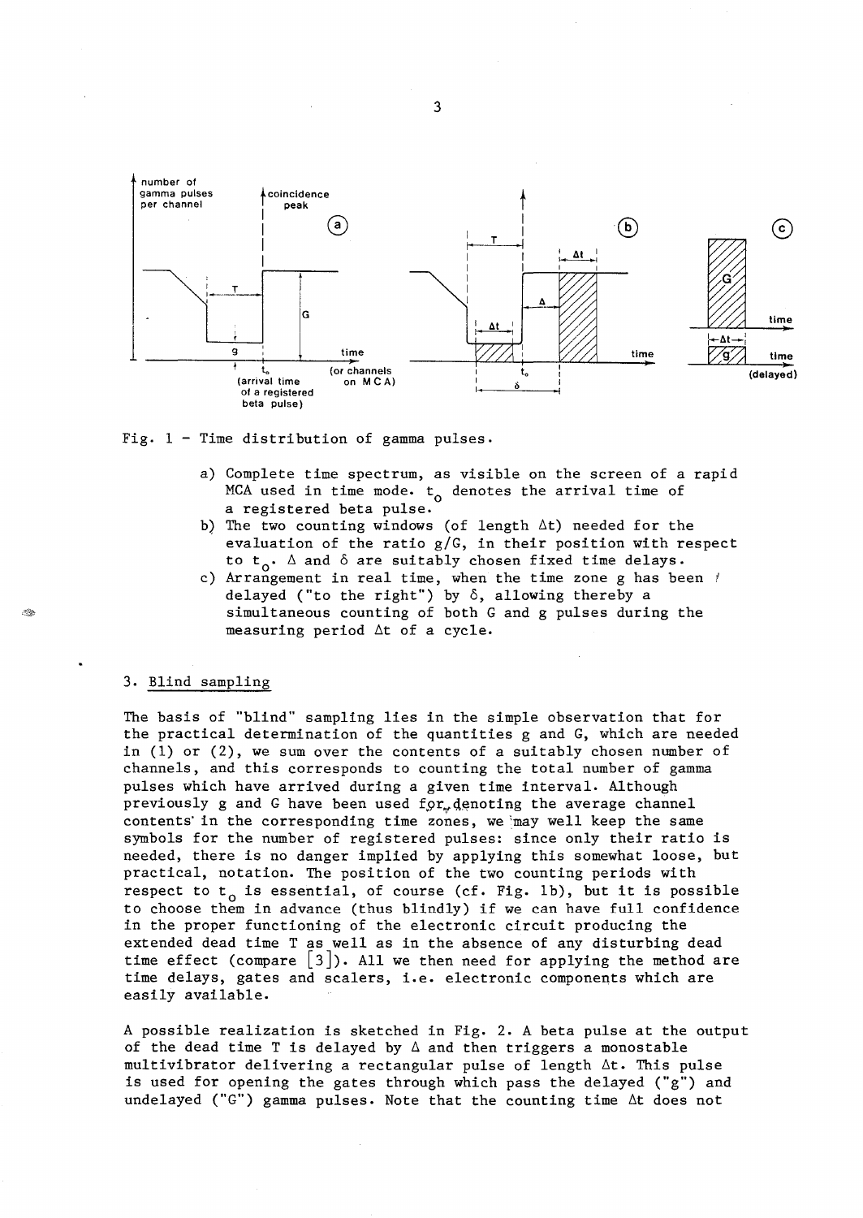Fig. 1 – Time distribution of gamma pulses.

a) Complete time spectrum, as visible on the screen of a rapid MCA used in time mode. $t_0$ denotes the arrival time of a registered beta pulse.
b) The two counting windows (of length $\Delta t$) needed for the evaluation of the ratio g/G, in their position with respect to $t_0$. $\Delta$ and $\delta$ are suitably chosen fixed time delays.
c) Arrangement in real time, when the time zone g has been delayed ("to the right") by $\delta$, allowing thereby a simultaneous counting of both G and g pulses during the measuring period $\Delta t$ of a cycle.

## 3. Blind sampling

The basis of "blind" sampling lies in the simple observation that for the practical determination of the quantities g and G, which are needed in (1) or (2), we sum over the contents of a suitably chosen number of channels, and this corresponds to counting the total number of gamma pulses which have arrived during a given time interval. Although previously g and G have been used for denoting the average channel contents in the corresponding time zones, we may well keep the same symbols for the number of registered pulses: since only their ratio is needed, there is no danger implied by applying this somewhat loose, but practical, notation. The position of the two counting periods with respect to $t_0$ is essential, of course (cf. Fig. 1b), but it is possible to choose them in advance (thus blindly) if we can have full confidence in the proper functioning of the electronic circuit producing the extended dead time T as well as in the absence of any disturbing dead time effect (compare [3]). All we then need for applying the method are time delays, gates and scalers, i.e. electronic components which are easily available.

A possible realization is sketched in Fig. 2. A beta pulse at the output of the dead time T is delayed by $\Delta$ and then triggers a monostable multivibrator delivering a rectangular pulse of length $\Delta t$. This pulse is used for opening the gates through which pass the delayed ("g") and undelayed ("G") gamma pulses. Note that the counting time $\Delta t$ does not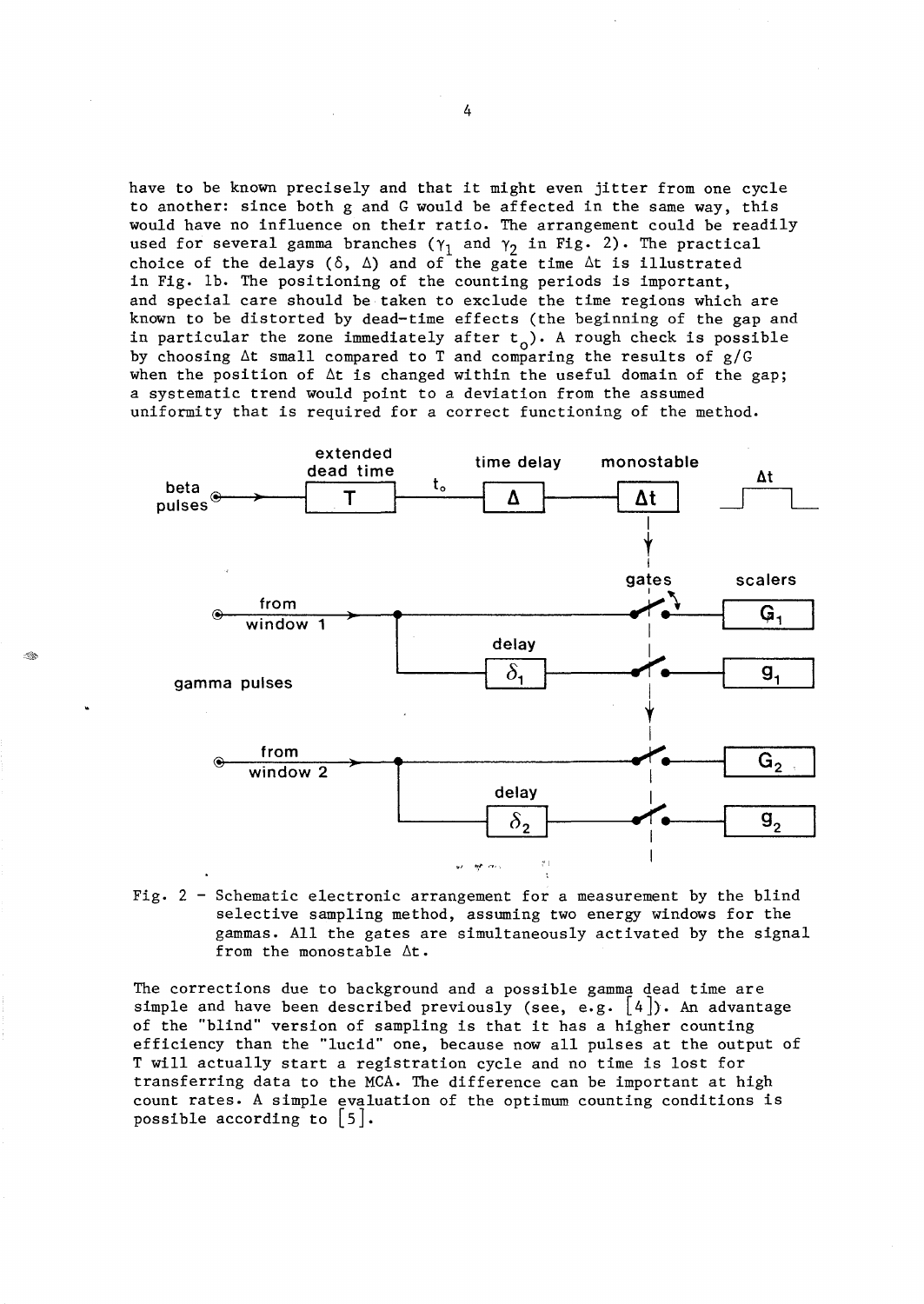have to be known precisely and that it might even jitter from one cycle to another: since both g and G would be affected in the same way, this would have no influence on their ratio. The arrangement could be readily used for several gamma branches ($\gamma_1$ and $\gamma_2$ in Fig. 2). The practical choice of the delays ($\delta$, $\Delta$) and of the gate time $\Delta t$ is illustrated in Fig. 1b. The positioning of the counting periods is important, and special care should be taken to exclude the time regions which are known to be distorted by dead-time effects (the beginning of the gap and in particular the zone immediately after $t_0$). A rough check is possible by choosing $\Delta t$ small compared to T and comparing the results of g/G when the position of $\Delta t$ is changed within the useful domain of the gap; a systematic trend would point to a deviation from the assumed uniformity that is required for a correct functioning of the method.

Fig. 2 – Schematic electronic arrangement for a measurement by the blind selective sampling method, assuming two energy windows for the gammas. All the gates are simultaneously activated by the signal from the monostable $\Delta t$.

The corrections due to background and a possible gamma dead time are simple and have been described previously (see, e.g. [4]). An advantage of the "blind" version of sampling is that it has a higher counting efficiency than the "lucid" one, because now all pulses at the output of T will actually start a registration cycle and no time is lost for transferring data to the MCA. The difference can be important at high count rates. A simple evaluation of the optimum counting conditions is possible according to [5].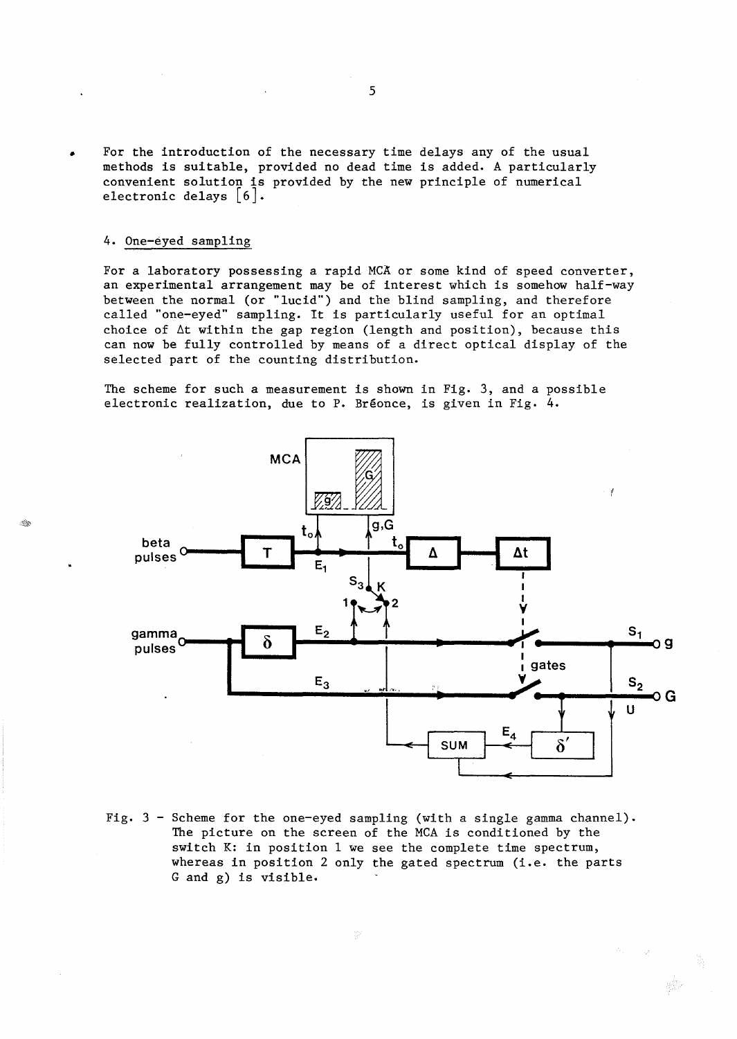For the introduction of the necessary time delays any of the usual methods is suitable, provided no dead time is added. A particularly convenient solution is provided by the new principle of numerical electronic delays [6].

## 4. One-eyed sampling

For a laboratory possessing a rapid MCA or some kind of speed converter, an experimental arrangement may be of interest which is somehow half-way between the normal (or "lucid") and the blind sampling, and therefore called "one-eyed" sampling. It is particularly useful for an optimal choice of $\Delta t$ within the gap region (length and position), because this can now be fully controlled by means of a direct optical display of the selected part of the counting distribution.

The scheme for such a measurement is shown in Fig. 3, and a possible electronic realization, due to P. Bréonce, is given in Fig. 4.

Fig. 3 - Scheme for the one-eyed sampling (with a single gamma channel). The picture on the screen of the MCA is conditioned by the switch K: in position 1 we see the complete time spectrum, whereas in position 2 only the gated spectrum (i.e. the parts G and g) is visible.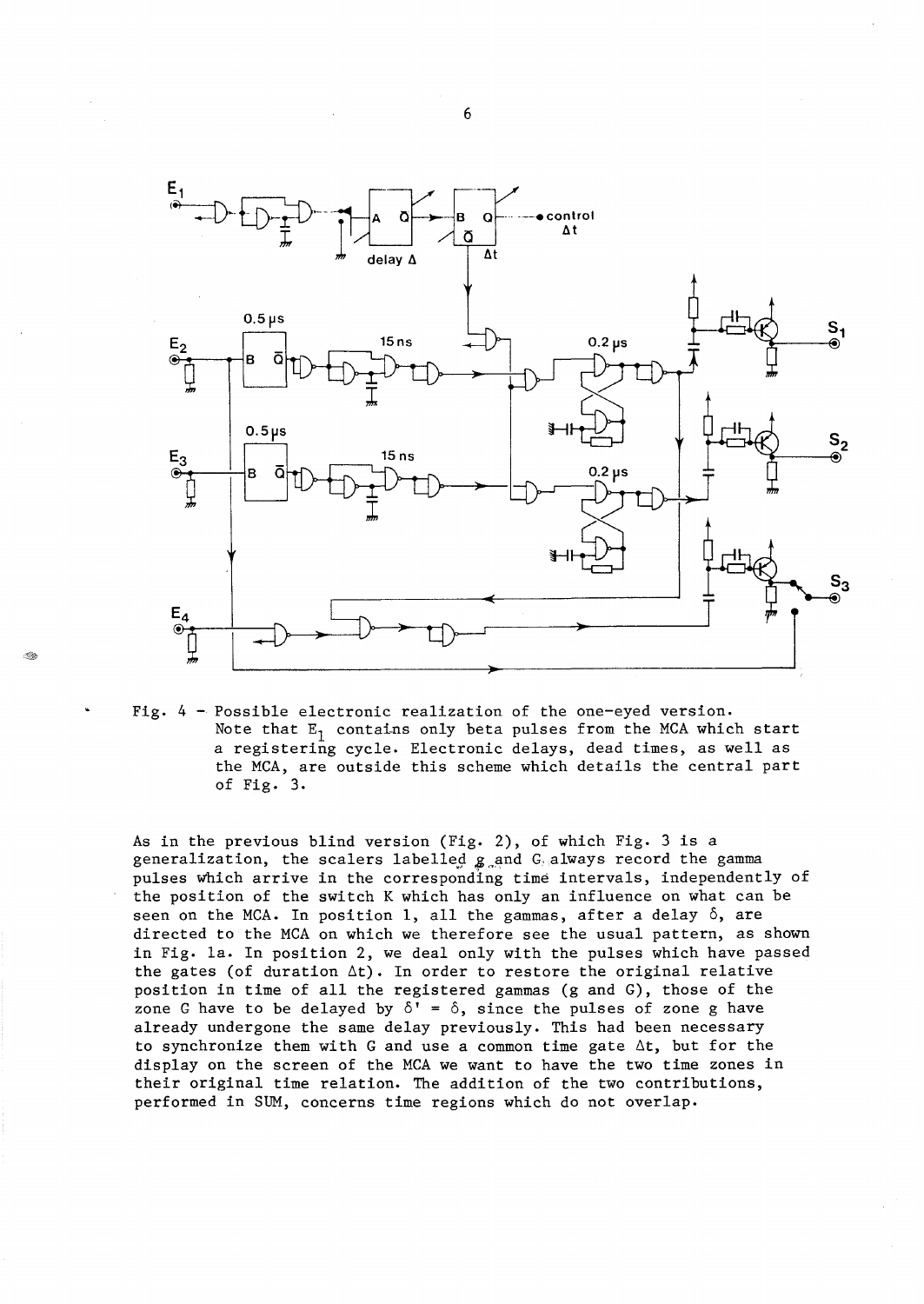Fig. 4 – Possible electronic realization of the one-eyed version. Note that $E_1$ contains only beta pulses from the MCA which start a registering cycle. Electronic delays, dead times, as well as the MCA, are outside this scheme which details the central part of Fig. 3.

As in the previous blind version (Fig. 2), of which Fig. 3 is a generalization, the scalers labelled g and G always record the gamma pulses which arrive in the corresponding time intervals, independently of the position of the switch K which has only an influence on what can be seen on the MCA. In position 1, all the gammas, after a delay $\delta$, are directed to the MCA on which we therefore see the usual pattern, as shown in Fig. 1a. In position 2, we deal only with the pulses which have passed the gates (of duration $\Delta t$). In order to restore the original relative position in time of all the registered gammas (g and G), those of the zone G have to be delayed by $\delta' = \delta$, since the pulses of zone g have already undergone the same delay previously. This had been necessary to synchronize them with G and use a common time gate $\Delta t$, but for the display on the screen of the MCA we want to have the two time zones in their original time relation. The addition of the two contributions, performed in SUM, concerns time regions which do not overlap.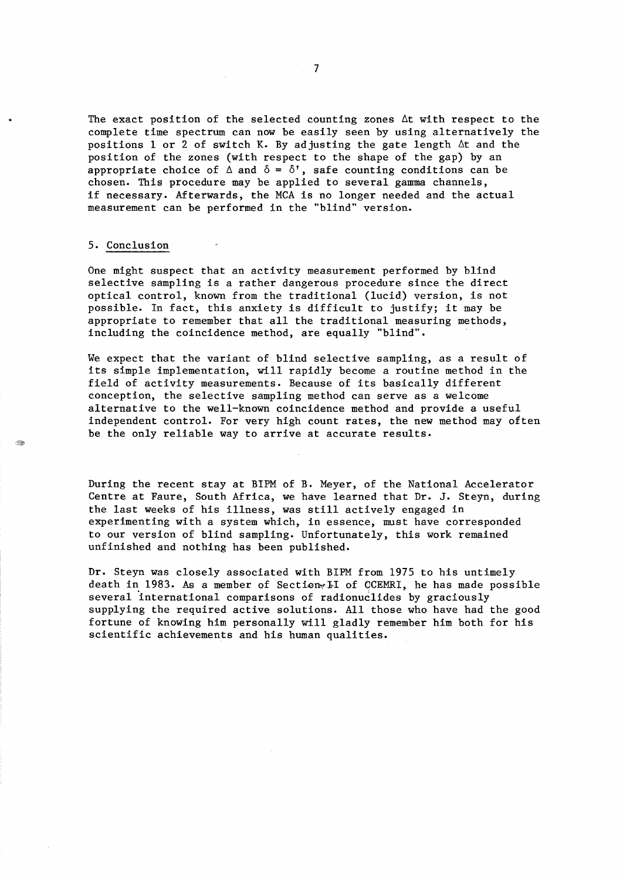The exact position of the selected counting zones $\Delta t$ with respect to the complete time spectrum can now be easily seen by using alternatively the positions 1 or 2 of switch K. By adjusting the gate length $\Delta t$ and the position of the zones (with respect to the shape of the gap) by an appropriate choice of $\Delta$ and $\delta = \delta'$, safe counting conditions can be chosen. This procedure may be applied to several gamma channels, if necessary. Afterwards, the MCA is no longer needed and the actual measurement can be performed in the "blind" version.

## 5. Conclusion

One might suspect that an activity measurement performed by blind selective sampling is a rather dangerous procedure since the direct optical control, known from the traditional (lucid) version, is not possible. In fact, this anxiety is difficult to justify; it may be appropriate to remember that all the traditional measuring methods, including the coincidence method, are equally "blind".

We expect that the variant of blind selective sampling, as a result of its simple implementation, will rapidly become a routine method in the field of activity measurements. Because of its basically different conception, the selective sampling method can serve as a welcome alternative to the well-known coincidence method and provide a useful independent control. For very high count rates, the new method may often be the only reliable way to arrive at accurate results.

During the recent stay at BIPM of B. Meyer, of the National Accelerator Centre at Faure, South Africa, we have learned that Dr. J. Steyn, during the last weeks of his illness, was still actively engaged in experimenting with a system which, in essence, must have corresponded to our version of blind sampling. Unfortunately, this work remained unfinished and nothing has been published.

Dr. Steyn was closely associated with BIPM from 1975 to his untimely death in 1983. As a member of Section II of CCEMRI, he has made possible several international comparisons of radionuclides by graciously supplying the required active solutions. All those who have had the good fortune of knowing him personally will gladly remember him both for his scientific achievements and his human qualities.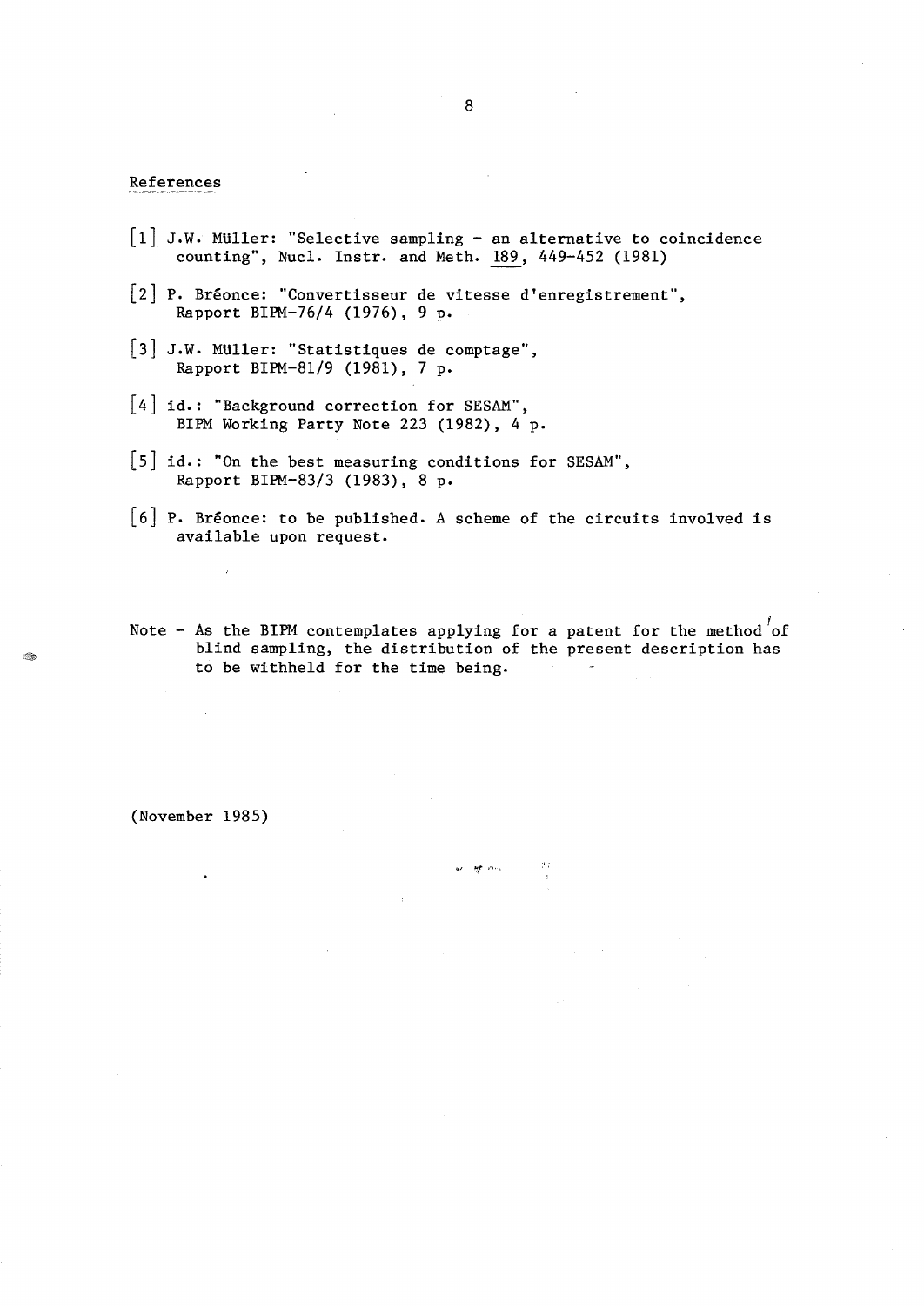## References

[1] J.W. Müller: "Selective sampling - an alternative to coincidence counting", Nucl. Instr. and Meth. 189, 449-452 (1981)

[2] P. Bréonce: "Convertisseur de vitesse d'enregistrement", Rapport BIPM-76/4 (1976), 9 p.

[3] J.W. Müller: "Statistiques de comptage", Rapport BIPM-81/9 (1981), 7 p.

[4] id.: "Background correction for SESAM", BIPM Working Party Note 223 (1982), 4 p.

[5] id.: "On the best measuring conditions for SESAM", Rapport BIPM-83/3 (1983), 8 p.

[6] P. Bréonce: to be published. A scheme of the circuits involved is available upon request.

Note - As the BIPM contemplates applying for a patent for the method of blind sampling, the distribution of the present description has to be withheld for the time being.

(November 1985)